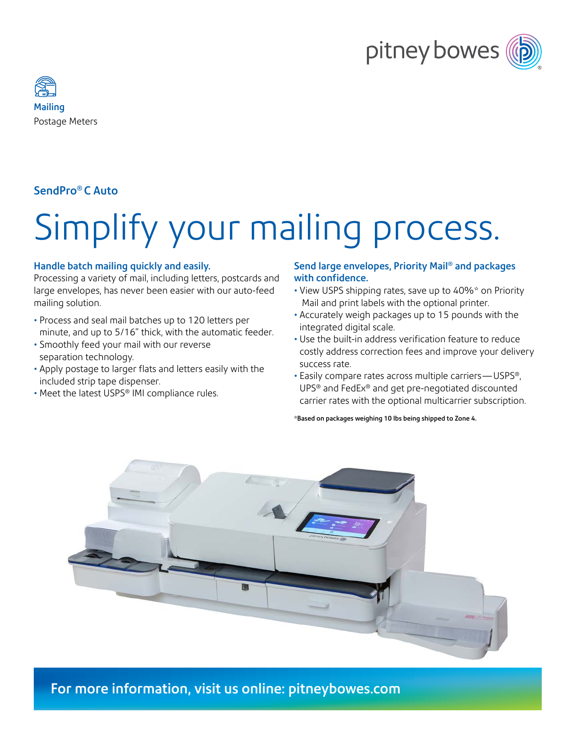Mailing

Postage Meters

## SendPro® C Auto

# Simplify your mailing process.

### Handle batch mailing quickly and easily.

Processing a variety of mail, including letters, postcards and large envelopes, has never been easier with our auto-feed mailing solution.

- Process and seal mail batches up to 120 letters per minute, and up to 5/16" thick, with the automatic feeder.
- Smoothly feed your mail with our reverse separation technology.
- Apply postage to larger flats and letters easily with the included strip tape dispenser.
- Meet the latest USPS® IMI compliance rules.

### Send large envelopes, Priority Mail® and packages with confidence.

- View USPS shipping rates, save up to 40%* on Priority Mail and print labels with the optional printer.
- Accurately weigh packages up to 15 pounds with the integrated digital scale.
- Use the built-in address verification feature to reduce costly address correction fees and improve your delivery success rate.
- Easily compare rates across multiple carriers—USPS®, UPS® and FedEx® and get pre-negotiated discounted carrier rates with the optional multicarrier subscription.

**\*Based on packages weighing 10 lbs being shipped to Zone 4.**

**For more information, visit us online: pitneybowes.com**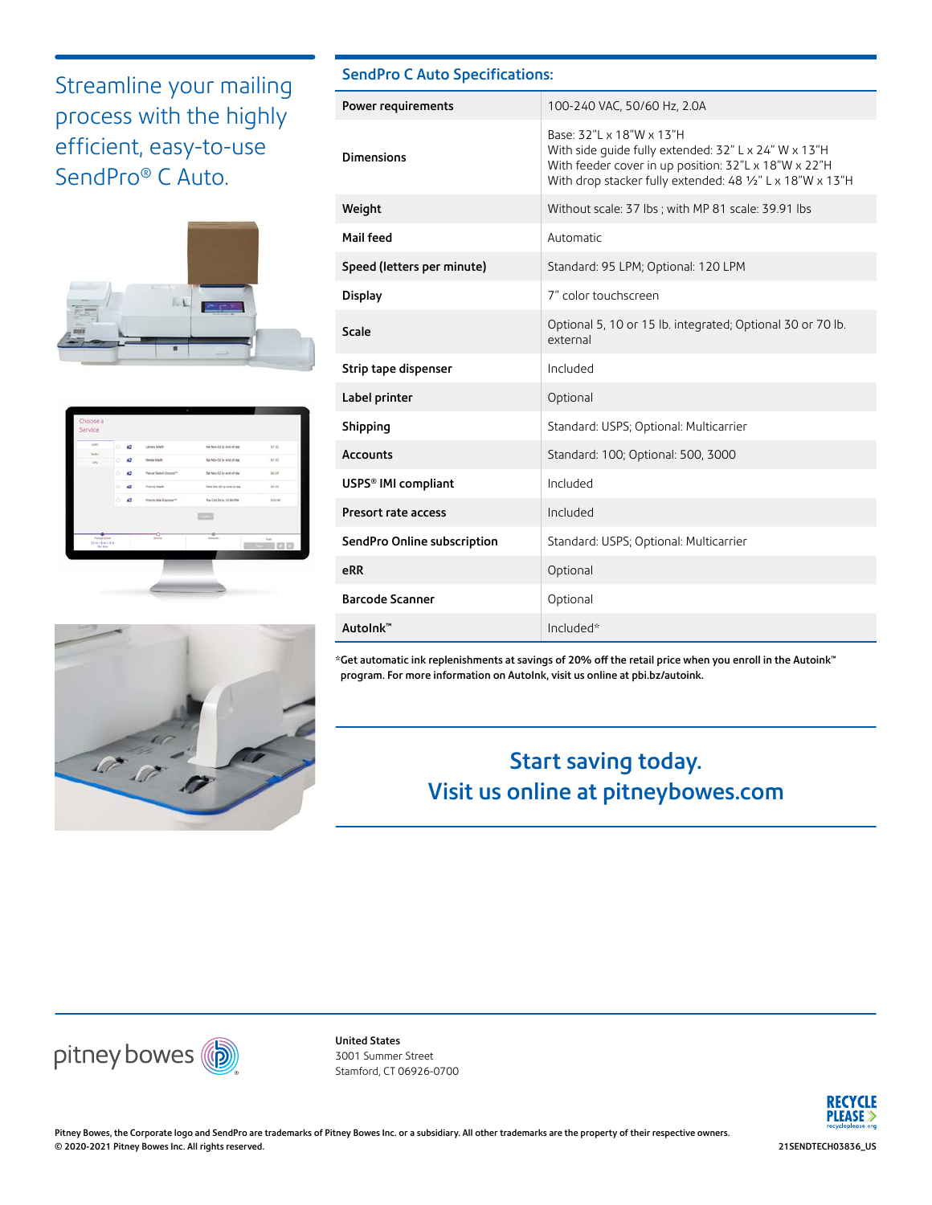Streamline your mailing process with the highly efficient, easy-to-use SendPro® C Auto.

## SendPro C Auto Specifications:

| | |
|---|---|
| **Power requirements** | 100-240 VAC, 50/60 Hz, 2.0A |
| **Dimensions** | Base: 32"L x 18"W x 13"H<br>With side guide fully extended: 32" L x 24" W x 13"H<br>With feeder cover in up position: 32"L x 18"W x 22"H<br>With drop stacker fully extended: 48 ½" L x 18"W x 13"H |
| **Weight** | Without scale: 37 lbs ; with MP 81 scale: 39.91 lbs |
| **Mail feed** | Automatic |
| **Speed (letters per minute)** | Standard: 95 LPM; Optional: 120 LPM |
| **Display** | 7" color touchscreen |
| **Scale** | Optional 5, 10 or 15 lb. integrated; Optional 30 or 70 lb. external |
| **Strip tape dispenser** | Included |
| **Label printer** | Optional |
| **Shipping** | Standard: USPS; Optional: Multicarrier |
| **Accounts** | Standard: 100; Optional: 500, 3000 |
| **USPS® IMI compliant** | Included |
| **Presort rate access** | Included |
| **SendPro Online subscription** | Standard: USPS; Optional: Multicarrier |
| **eRR** | Optional |
| **Barcode Scanner** | Optional |
| **AutoInk™** | Included* |

*Get automatic ink replenishments at savings of 20% off the retail price when you enroll in the Autoink™ program. For more information on AutoInk, visit us online at pbi.bz/autoink.

**Start saving today.**
**Visit us online at pitneybowes.com**

pitney bowes

**United States**
3001 Summer Street
Stamford, CT 06926-0700

Pitney Bowes, the Corporate logo and SendPro are trademarks of Pitney Bowes Inc. or a subsidiary. All other trademarks are the property of their respective owners.
© 2020-2021 Pitney Bowes Inc. All rights reserved.

RECYCLE PLEASE recycleplease.org

21SENDTECH03836_US